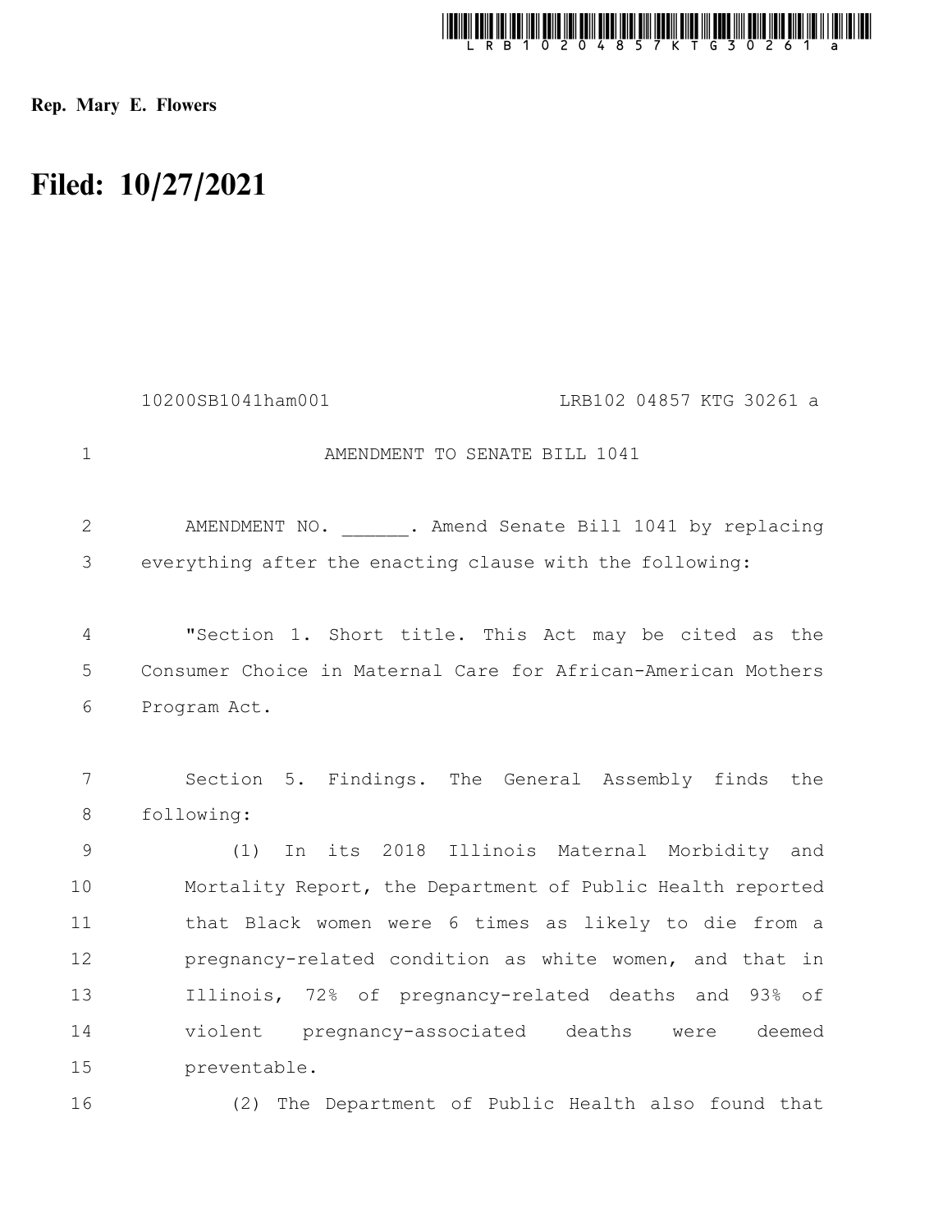Rep. Mary E. Flowers

# Filed: 10/27/2021

10200SB1041ham001 LRB102 04857 KTG 30261 a

AMENDMENT TO SENATE BILL 1041

AMENDMENT NO. ______. Amend Senate Bill 1041 by replacing everything after the enacting clause with the following:

"Section 1. Short title. This Act may be cited as the Consumer Choice in Maternal Care for African-American Mothers Program Act.

Section 5. Findings. The General Assembly finds the following:

(1) In its 2018 Illinois Maternal Morbidity and Mortality Report, the Department of Public Health reported that Black women were 6 times as likely to die from a pregnancy-related condition as white women, and that in Illinois, 72% of pregnancy-related deaths and 93% of violent pregnancy-associated deaths were deemed preventable.

(2) The Department of Public Health also found that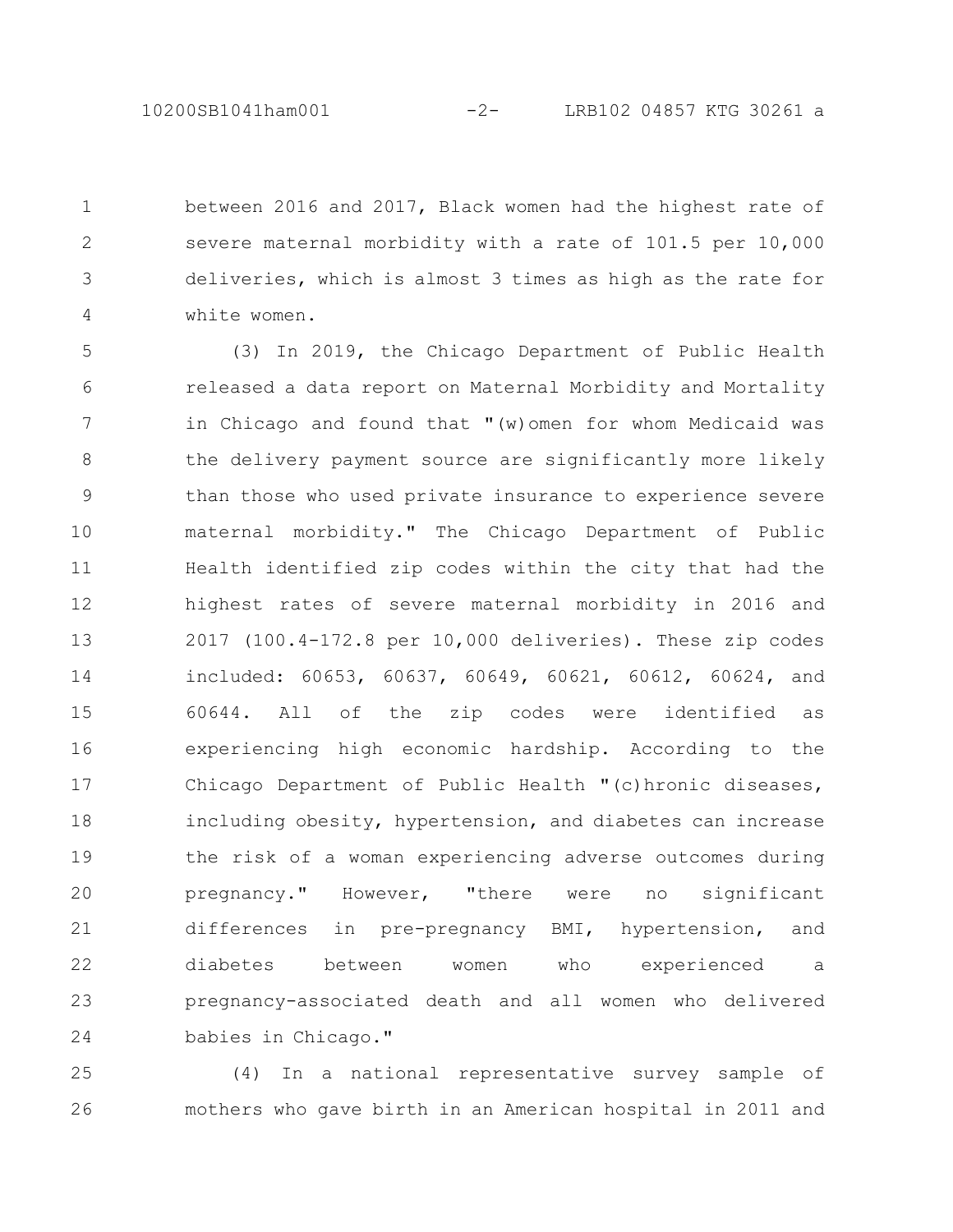between 2016 and 2017, Black women had the highest rate of severe maternal morbidity with a rate of 101.5 per 10,000 deliveries, which is almost 3 times as high as the rate for white women.

(3) In 2019, the Chicago Department of Public Health released a data report on Maternal Morbidity and Mortality in Chicago and found that "(w)omen for whom Medicaid was the delivery payment source are significantly more likely than those who used private insurance to experience severe maternal morbidity." The Chicago Department of Public Health identified zip codes within the city that had the highest rates of severe maternal morbidity in 2016 and 2017 (100.4-172.8 per 10,000 deliveries). These zip codes included: 60653, 60637, 60649, 60621, 60612, 60624, and 60644. All of the zip codes were identified as experiencing high economic hardship. According to the Chicago Department of Public Health "(c)hronic diseases, including obesity, hypertension, and diabetes can increase the risk of a woman experiencing adverse outcomes during pregnancy." However, "there were no significant differences in pre-pregnancy BMI, hypertension, and diabetes between women who experienced a pregnancy-associated death and all women who delivered babies in Chicago."

(4) In a national representative survey sample of mothers who gave birth in an American hospital in 2011 and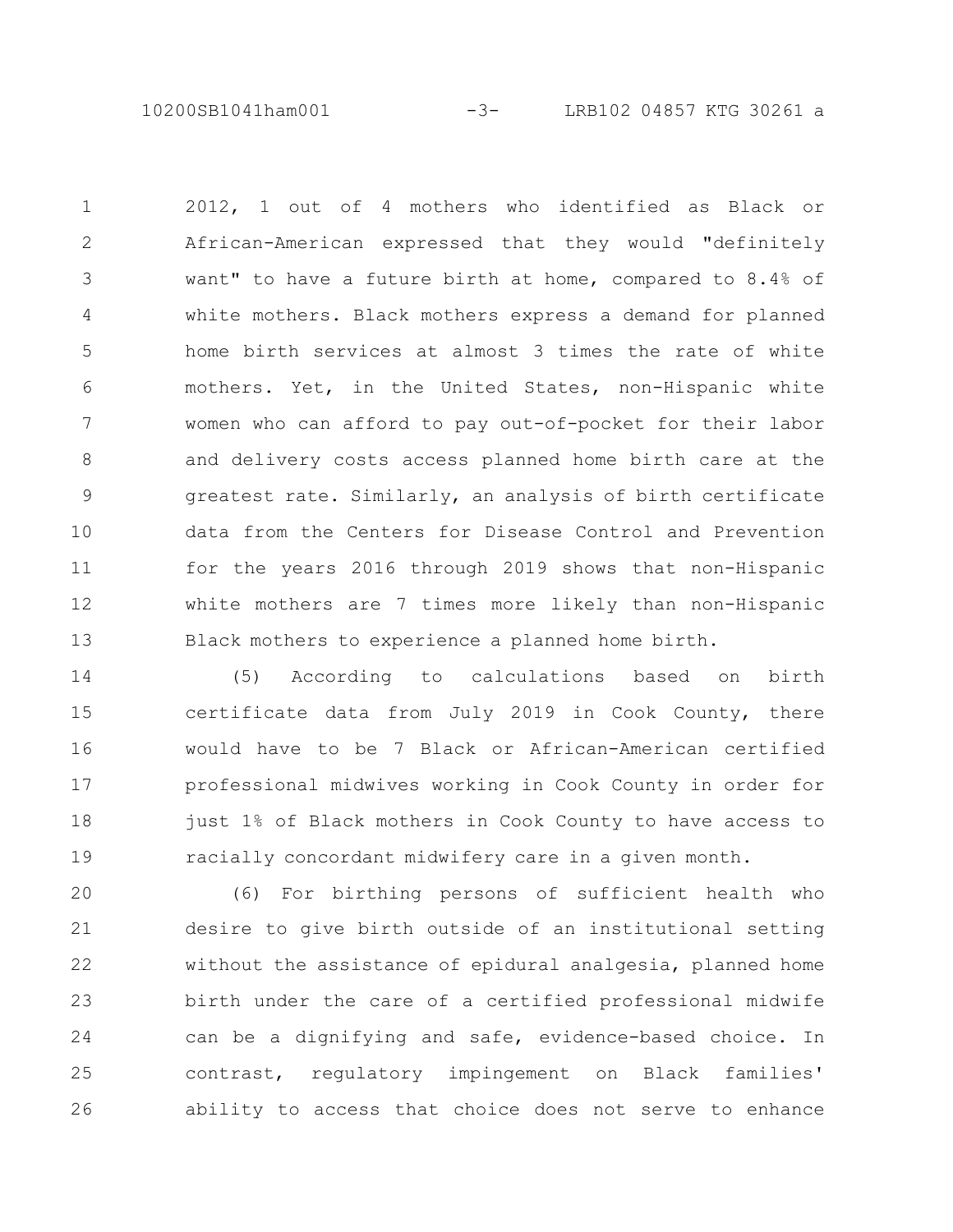2012, 1 out of 4 mothers who identified as Black or African-American expressed that they would "definitely want" to have a future birth at home, compared to 8.4% of white mothers. Black mothers express a demand for planned home birth services at almost 3 times the rate of white mothers. Yet, in the United States, non-Hispanic white women who can afford to pay out-of-pocket for their labor and delivery costs access planned home birth care at the greatest rate. Similarly, an analysis of birth certificate data from the Centers for Disease Control and Prevention for the years 2016 through 2019 shows that non-Hispanic white mothers are 7 times more likely than non-Hispanic Black mothers to experience a planned home birth.

(5) According to calculations based on birth certificate data from July 2019 in Cook County, there would have to be 7 Black or African-American certified professional midwives working in Cook County in order for just 1% of Black mothers in Cook County to have access to racially concordant midwifery care in a given month.

(6) For birthing persons of sufficient health who desire to give birth outside of an institutional setting without the assistance of epidural analgesia, planned home birth under the care of a certified professional midwife can be a dignifying and safe, evidence-based choice. In contrast, regulatory impingement on Black families' ability to access that choice does not serve to enhance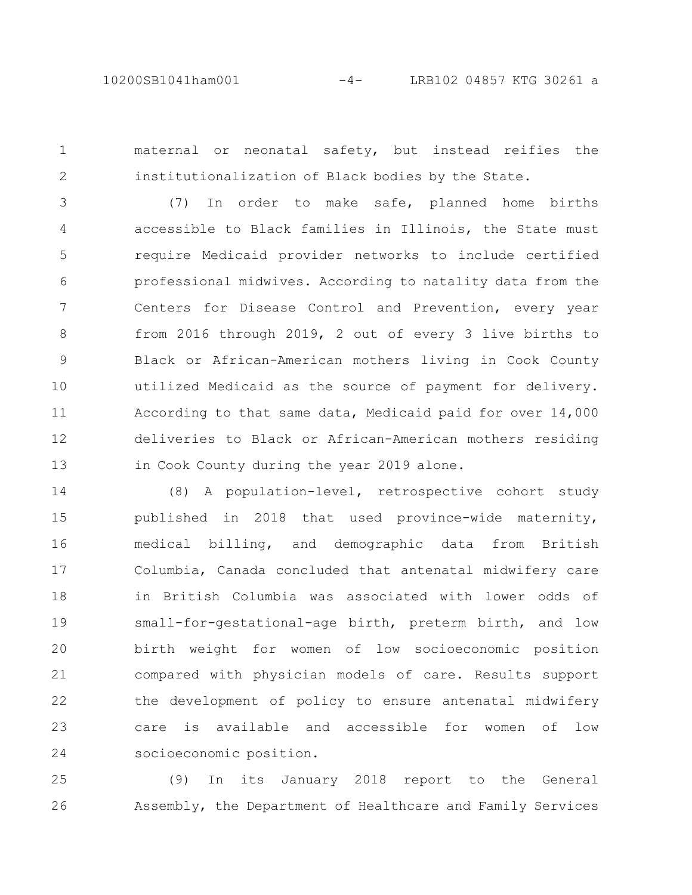maternal or neonatal safety, but instead reifies the institutionalization of Black bodies by the State.

(7) In order to make safe, planned home births accessible to Black families in Illinois, the State must require Medicaid provider networks to include certified professional midwives. According to natality data from the Centers for Disease Control and Prevention, every year from 2016 through 2019, 2 out of every 3 live births to Black or African-American mothers living in Cook County utilized Medicaid as the source of payment for delivery. According to that same data, Medicaid paid for over 14,000 deliveries to Black or African-American mothers residing in Cook County during the year 2019 alone.

(8) A population-level, retrospective cohort study published in 2018 that used province-wide maternity, medical billing, and demographic data from British Columbia, Canada concluded that antenatal midwifery care in British Columbia was associated with lower odds of small-for-gestational-age birth, preterm birth, and low birth weight for women of low socioeconomic position compared with physician models of care. Results support the development of policy to ensure antenatal midwifery care is available and accessible for women of low socioeconomic position.

(9) In its January 2018 report to the General Assembly, the Department of Healthcare and Family Services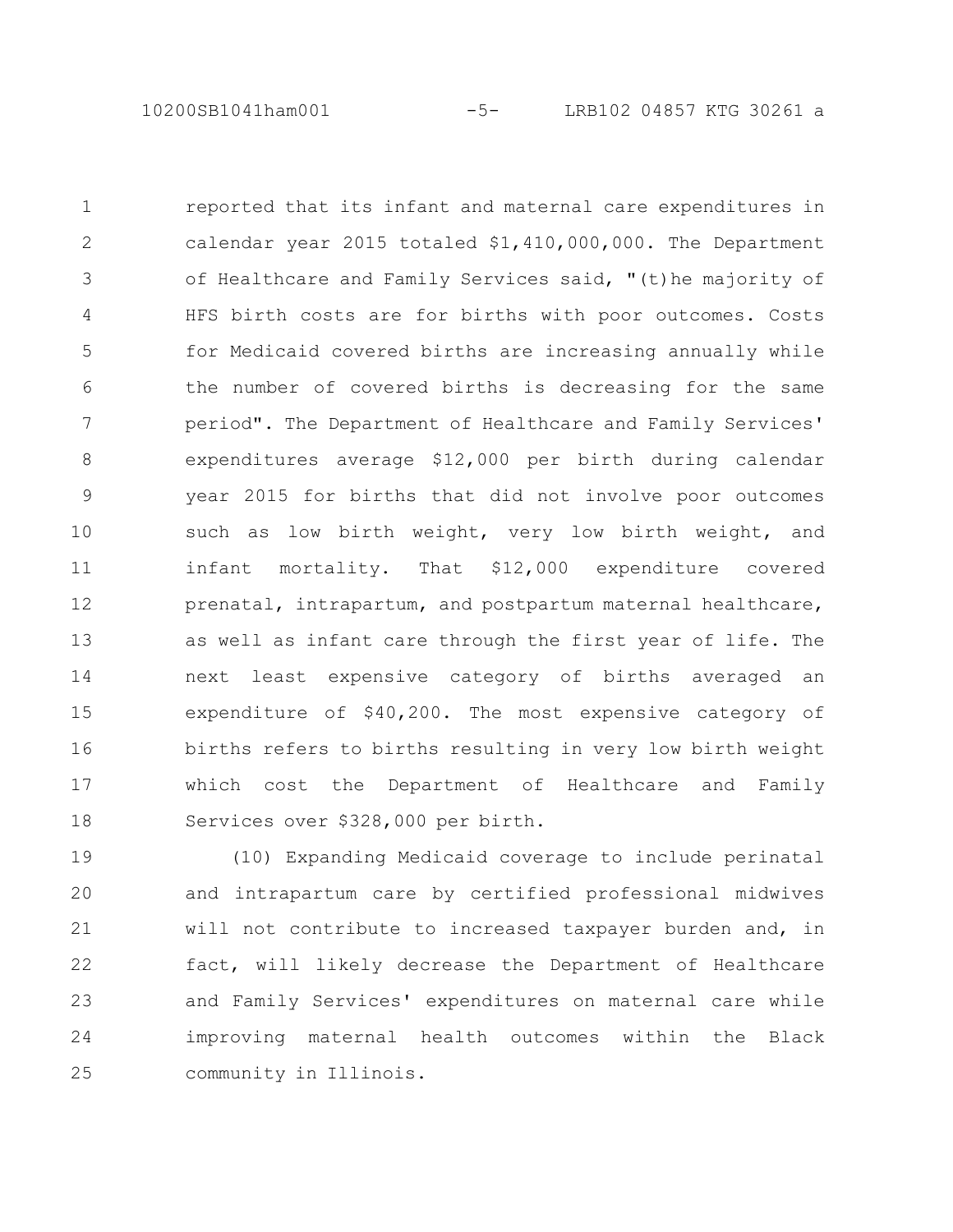reported that its infant and maternal care expenditures in calendar year 2015 totaled $1,410,000,000. The Department of Healthcare and Family Services said, "(t)he majority of HFS birth costs are for births with poor outcomes. Costs for Medicaid covered births are increasing annually while the number of covered births is decreasing for the same period". The Department of Healthcare and Family Services' expenditures average $12,000 per birth during calendar year 2015 for births that did not involve poor outcomes such as low birth weight, very low birth weight, and infant mortality. That $12,000 expenditure covered prenatal, intrapartum, and postpartum maternal healthcare, as well as infant care through the first year of life. The next least expensive category of births averaged an expenditure of $40,200. The most expensive category of births refers to births resulting in very low birth weight which cost the Department of Healthcare and Family Services over $328,000 per birth.

(10) Expanding Medicaid coverage to include perinatal and intrapartum care by certified professional midwives will not contribute to increased taxpayer burden and, in fact, will likely decrease the Department of Healthcare and Family Services' expenditures on maternal care while improving maternal health outcomes within the Black community in Illinois.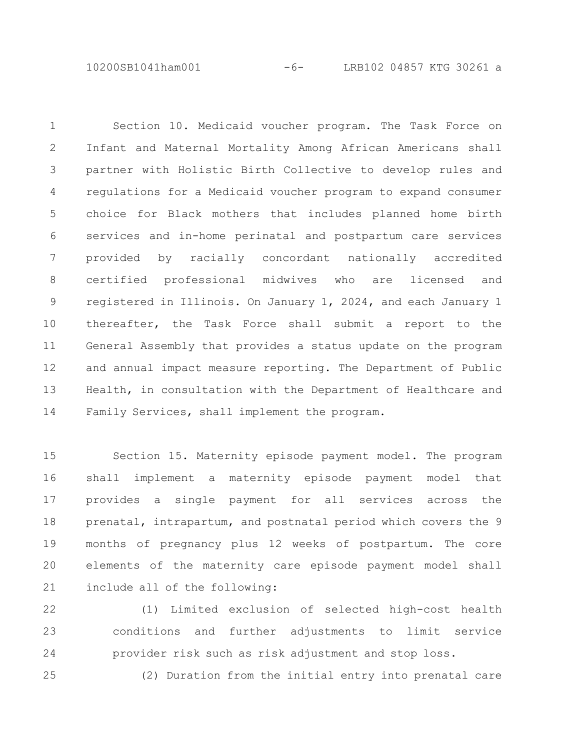Section 10. Medicaid voucher program. The Task Force on Infant and Maternal Mortality Among African Americans shall partner with Holistic Birth Collective to develop rules and regulations for a Medicaid voucher program to expand consumer choice for Black mothers that includes planned home birth services and in-home perinatal and postpartum care services provided by racially concordant nationally accredited certified professional midwives who are licensed and registered in Illinois. On January 1, 2024, and each January 1 thereafter, the Task Force shall submit a report to the General Assembly that provides a status update on the program and annual impact measure reporting. The Department of Public Health, in consultation with the Department of Healthcare and Family Services, shall implement the program.

Section 15. Maternity episode payment model. The program shall implement a maternity episode payment model that provides a single payment for all services across the prenatal, intrapartum, and postnatal period which covers the 9 months of pregnancy plus 12 weeks of postpartum. The core elements of the maternity care episode payment model shall include all of the following:

(1) Limited exclusion of selected high-cost health conditions and further adjustments to limit service provider risk such as risk adjustment and stop loss.

(2) Duration from the initial entry into prenatal care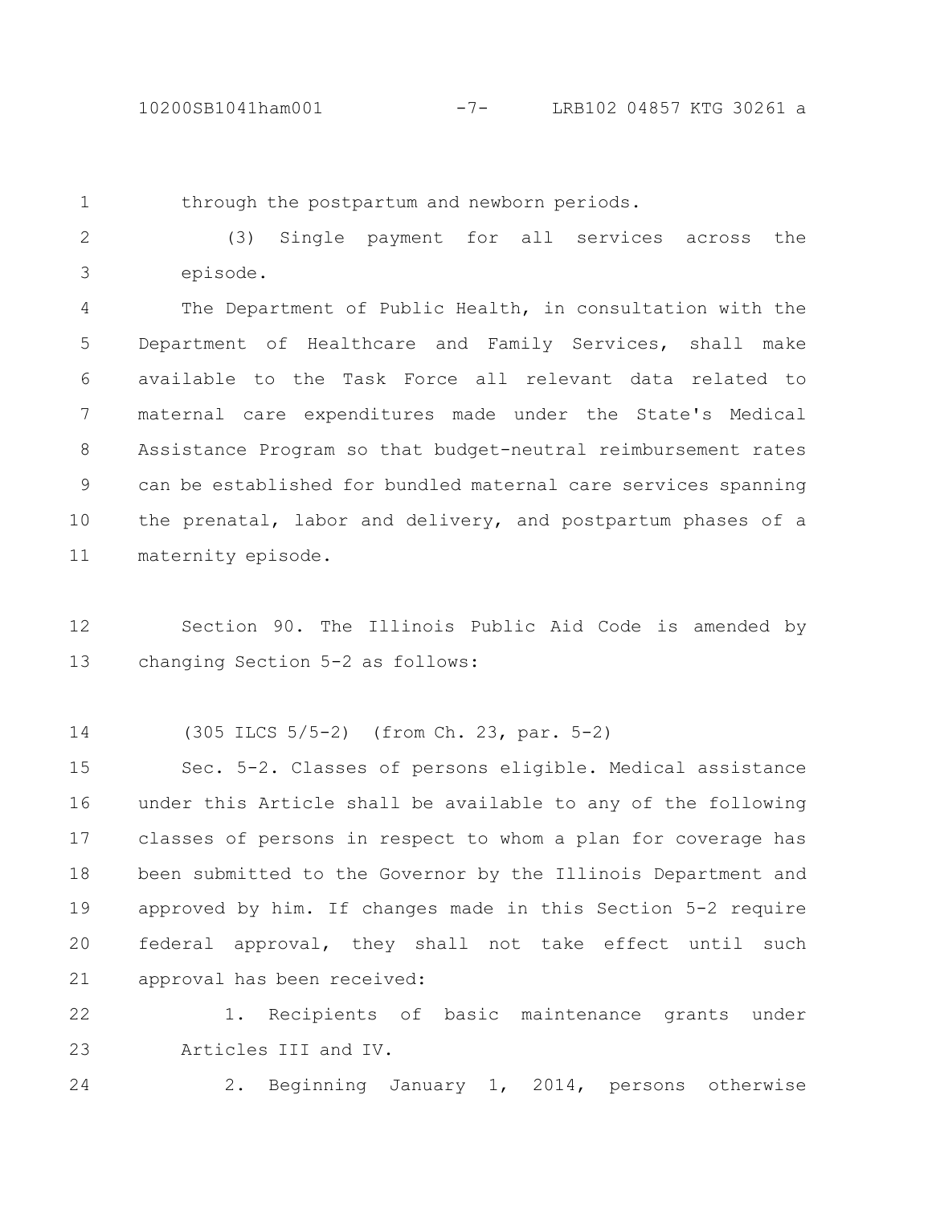through the postpartum and newborn periods.

(3) Single payment for all services across the episode.

The Department of Public Health, in consultation with the Department of Healthcare and Family Services, shall make available to the Task Force all relevant data related to maternal care expenditures made under the State's Medical Assistance Program so that budget-neutral reimbursement rates can be established for bundled maternal care services spanning the prenatal, labor and delivery, and postpartum phases of a maternity episode.

Section 90. The Illinois Public Aid Code is amended by changing Section 5-2 as follows:

(305 ILCS 5/5-2) (from Ch. 23, par. 5-2)

Sec. 5-2. Classes of persons eligible. Medical assistance under this Article shall be available to any of the following classes of persons in respect to whom a plan for coverage has been submitted to the Governor by the Illinois Department and approved by him. If changes made in this Section 5-2 require federal approval, they shall not take effect until such approval has been received:

1. Recipients of basic maintenance grants under Articles III and IV.

2. Beginning January 1, 2014, persons otherwise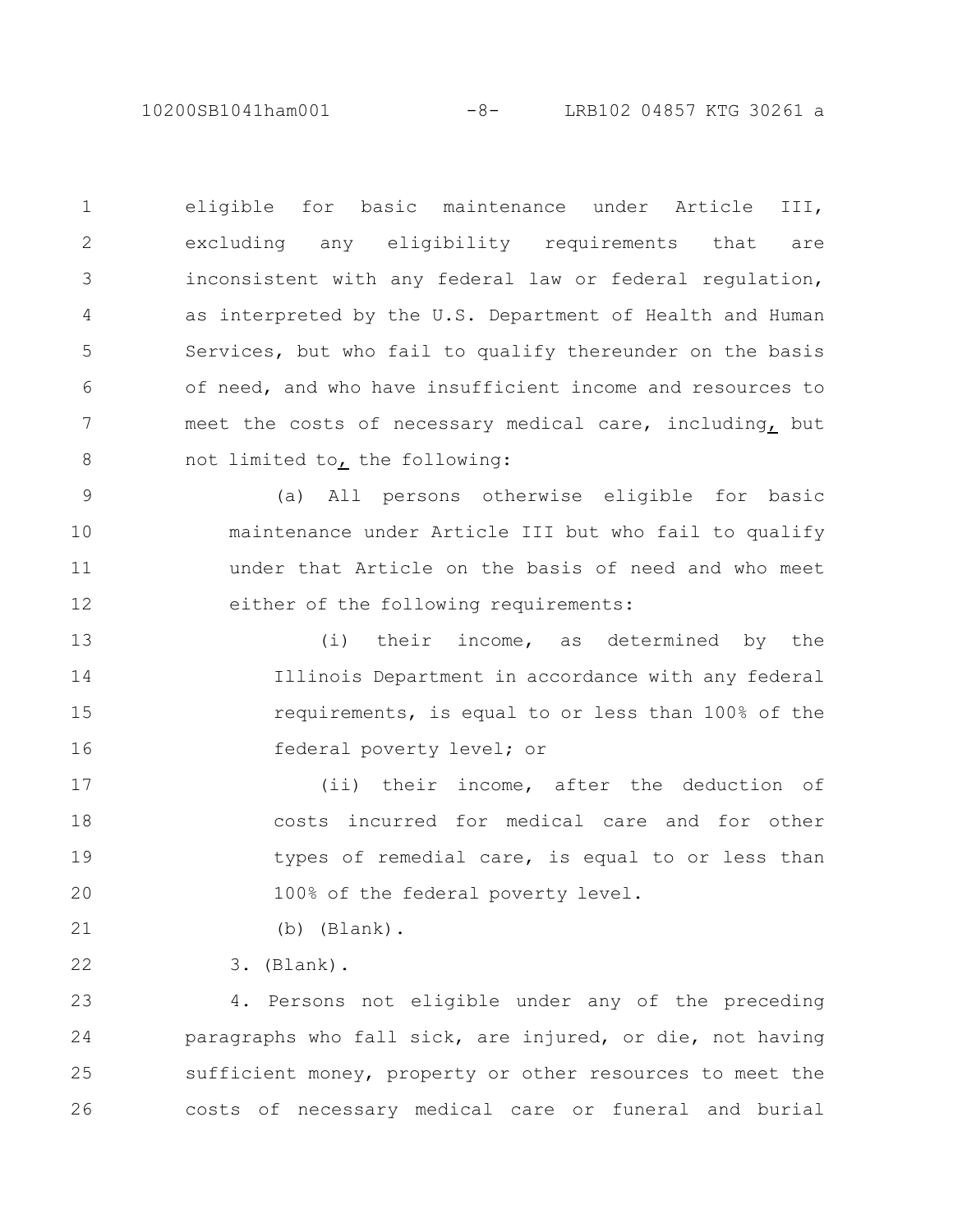eligible for basic maintenance under Article III, excluding any eligibility requirements that are inconsistent with any federal law or federal regulation, as interpreted by the U.S. Department of Health and Human Services, but who fail to qualify thereunder on the basis of need, and who have insufficient income and resources to meet the costs of necessary medical care, including, but not limited to, the following:

(a) All persons otherwise eligible for basic maintenance under Article III but who fail to qualify under that Article on the basis of need and who meet either of the following requirements:

(i) their income, as determined by the Illinois Department in accordance with any federal requirements, is equal to or less than 100% of the federal poverty level; or

(ii) their income, after the deduction of costs incurred for medical care and for other types of remedial care, is equal to or less than 100% of the federal poverty level.

(b) (Blank).

3. (Blank).

4. Persons not eligible under any of the preceding paragraphs who fall sick, are injured, or die, not having sufficient money, property or other resources to meet the costs of necessary medical care or funeral and burial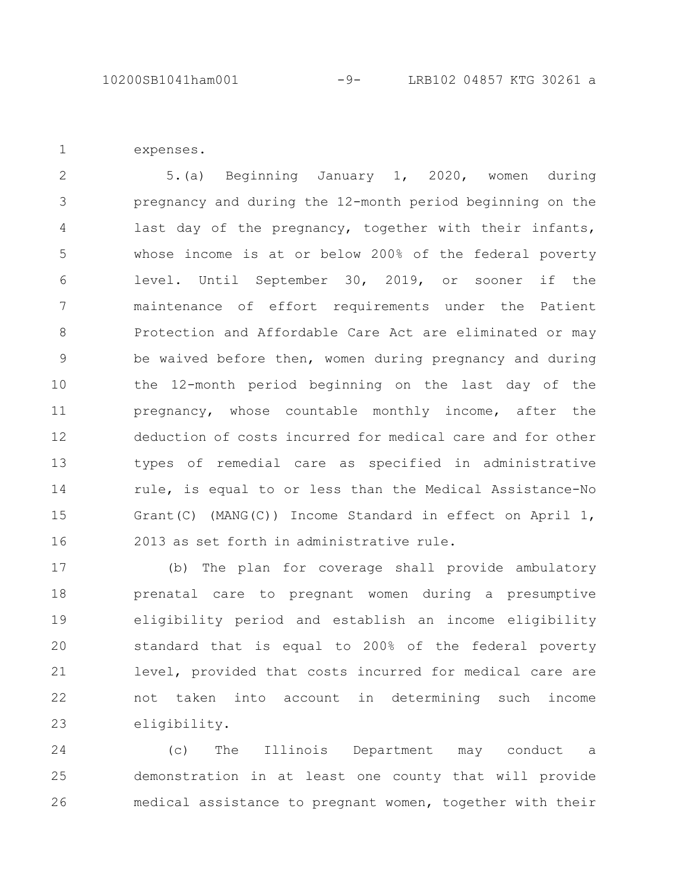expenses.

5.(a) Beginning January 1, 2020, women during pregnancy and during the 12-month period beginning on the last day of the pregnancy, together with their infants, whose income is at or below 200% of the federal poverty level. Until September 30, 2019, or sooner if the maintenance of effort requirements under the Patient Protection and Affordable Care Act are eliminated or may be waived before then, women during pregnancy and during the 12-month period beginning on the last day of the pregnancy, whose countable monthly income, after the deduction of costs incurred for medical care and for other types of remedial care as specified in administrative rule, is equal to or less than the Medical Assistance-No Grant(C) (MANG(C)) Income Standard in effect on April 1, 2013 as set forth in administrative rule.

(b) The plan for coverage shall provide ambulatory prenatal care to pregnant women during a presumptive eligibility period and establish an income eligibility standard that is equal to 200% of the federal poverty level, provided that costs incurred for medical care are not taken into account in determining such income eligibility.

(c) The Illinois Department may conduct a demonstration in at least one county that will provide medical assistance to pregnant women, together with their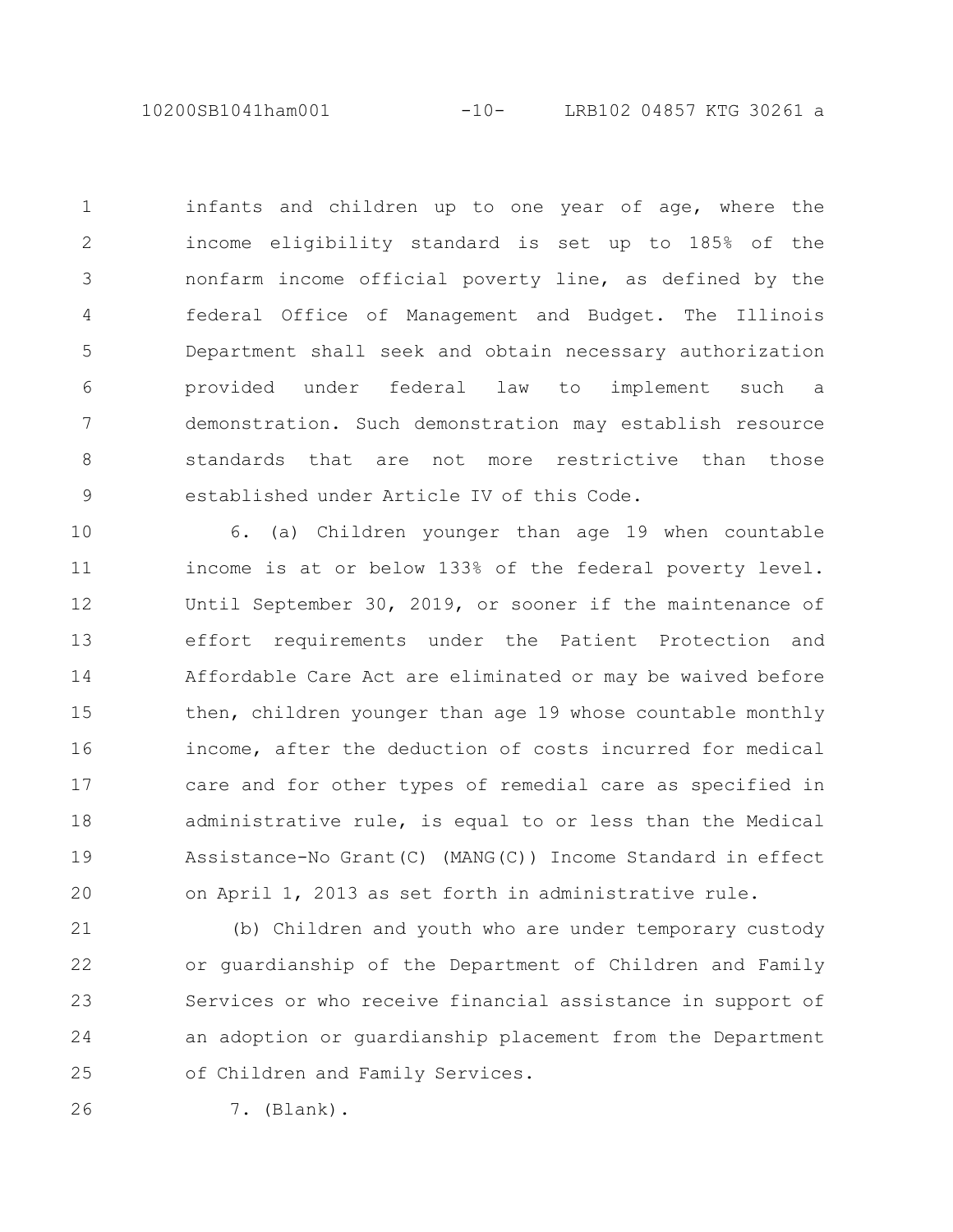infants and children up to one year of age, where the income eligibility standard is set up to 185% of the nonfarm income official poverty line, as defined by the federal Office of Management and Budget. The Illinois Department shall seek and obtain necessary authorization provided under federal law to implement such a demonstration. Such demonstration may establish resource standards that are not more restrictive than those established under Article IV of this Code.

6. (a) Children younger than age 19 when countable income is at or below 133% of the federal poverty level. Until September 30, 2019, or sooner if the maintenance of effort requirements under the Patient Protection and Affordable Care Act are eliminated or may be waived before then, children younger than age 19 whose countable monthly income, after the deduction of costs incurred for medical care and for other types of remedial care as specified in administrative rule, is equal to or less than the Medical Assistance-No Grant(C) (MANG(C)) Income Standard in effect on April 1, 2013 as set forth in administrative rule.

(b) Children and youth who are under temporary custody or guardianship of the Department of Children and Family Services or who receive financial assistance in support of an adoption or guardianship placement from the Department of Children and Family Services.

7. (Blank).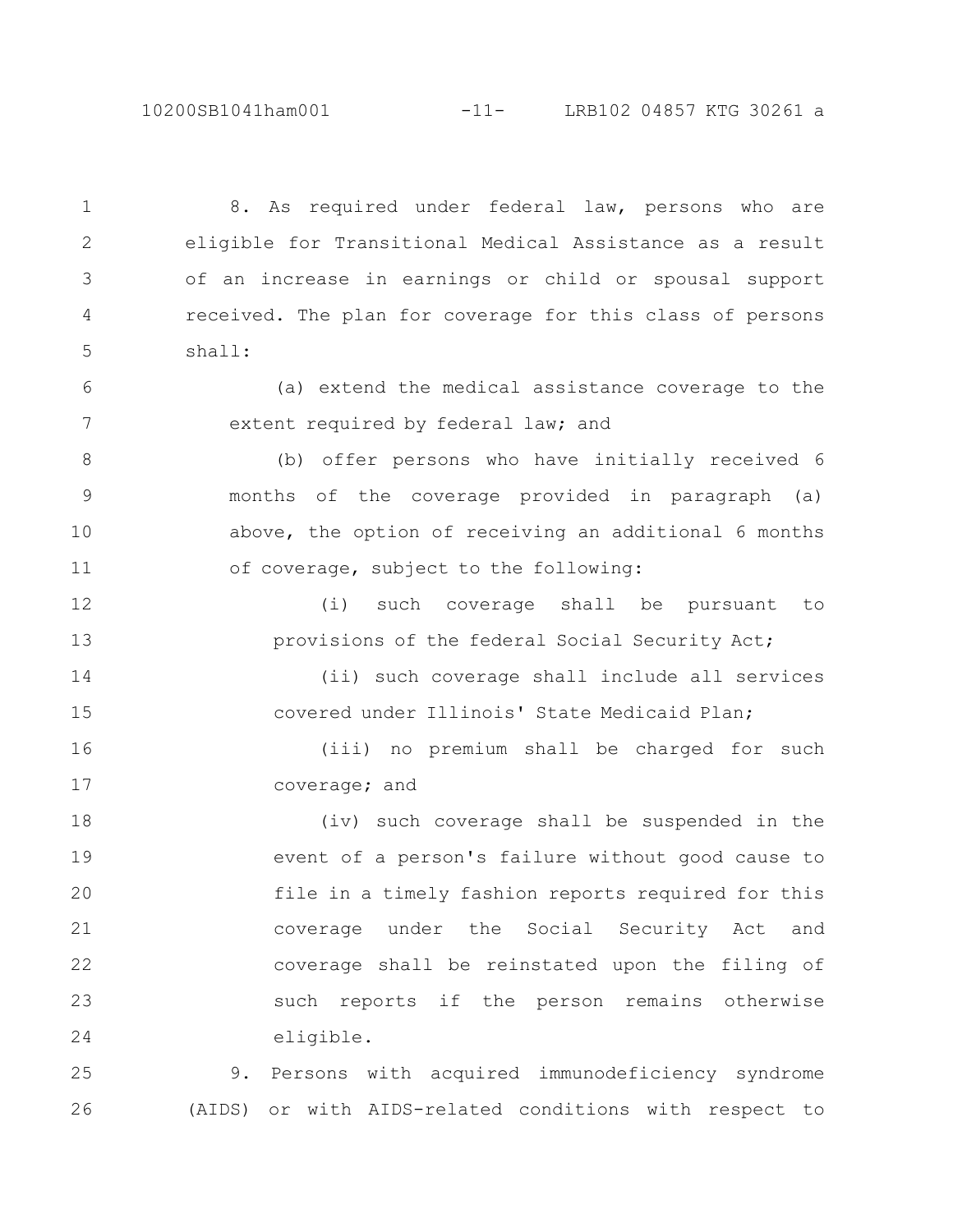8. As required under federal law, persons who are eligible for Transitional Medical Assistance as a result of an increase in earnings or child or spousal support received. The plan for coverage for this class of persons shall:

(a) extend the medical assistance coverage to the extent required by federal law; and

(b) offer persons who have initially received 6 months of the coverage provided in paragraph (a) above, the option of receiving an additional 6 months of coverage, subject to the following:

(i) such coverage shall be pursuant to provisions of the federal Social Security Act;

(ii) such coverage shall include all services covered under Illinois' State Medicaid Plan;

(iii) no premium shall be charged for such coverage; and

(iv) such coverage shall be suspended in the event of a person's failure without good cause to file in a timely fashion reports required for this coverage under the Social Security Act and coverage shall be reinstated upon the filing of such reports if the person remains otherwise eligible.

9. Persons with acquired immunodeficiency syndrome (AIDS) or with AIDS-related conditions with respect to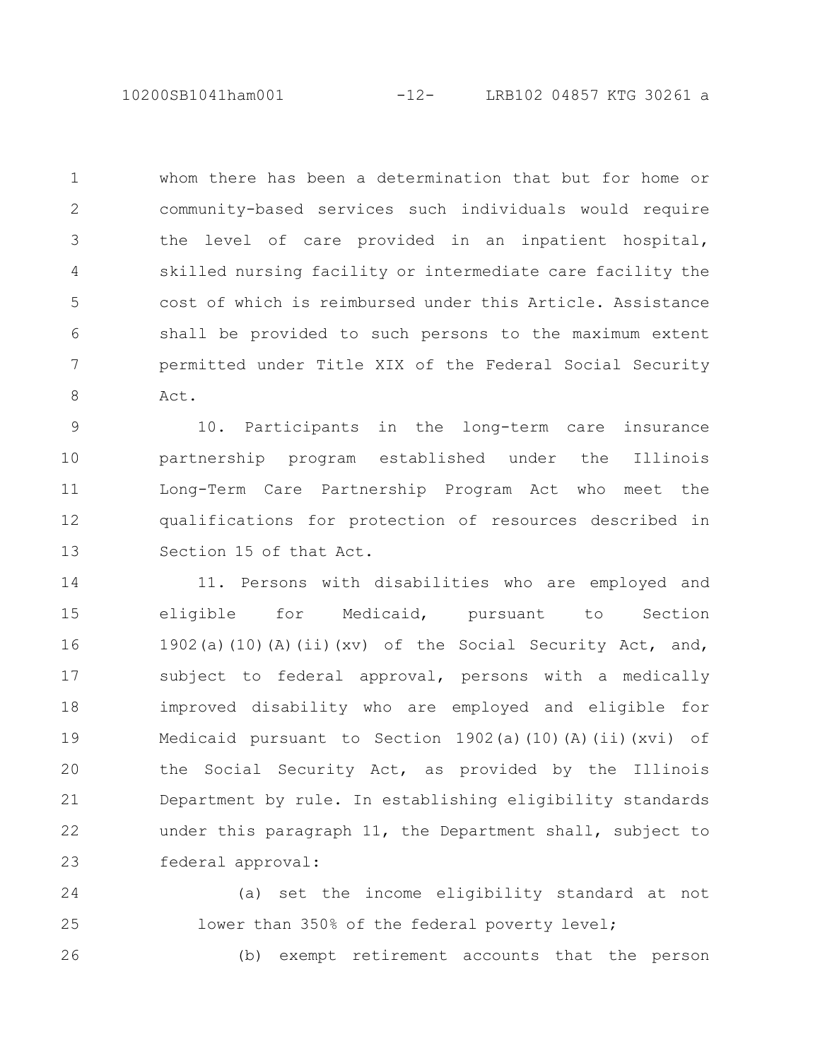whom there has been a determination that but for home or community-based services such individuals would require the level of care provided in an inpatient hospital, skilled nursing facility or intermediate care facility the cost of which is reimbursed under this Article. Assistance shall be provided to such persons to the maximum extent permitted under Title XIX of the Federal Social Security Act.

10. Participants in the long-term care insurance partnership program established under the Illinois Long-Term Care Partnership Program Act who meet the qualifications for protection of resources described in Section 15 of that Act.

11. Persons with disabilities who are employed and eligible for Medicaid, pursuant to Section 1902(a)(10)(A)(ii)(xv) of the Social Security Act, and, subject to federal approval, persons with a medically improved disability who are employed and eligible for Medicaid pursuant to Section 1902(a)(10)(A)(ii)(xvi) of the Social Security Act, as provided by the Illinois Department by rule. In establishing eligibility standards under this paragraph 11, the Department shall, subject to federal approval:

(a) set the income eligibility standard at not lower than 350% of the federal poverty level;

(b) exempt retirement accounts that the person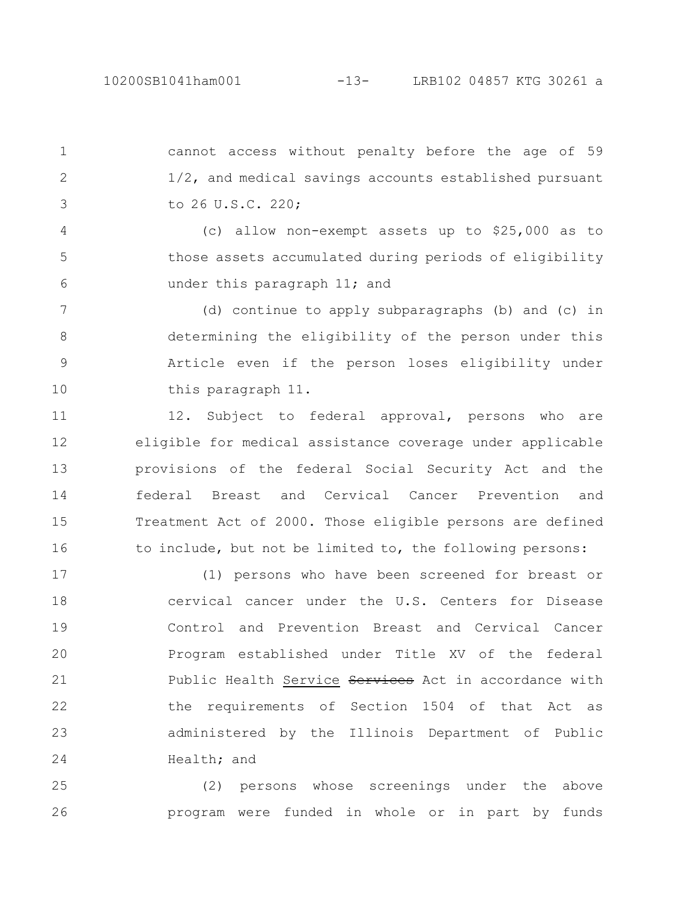cannot access without penalty before the age of 59 1/2, and medical savings accounts established pursuant to 26 U.S.C. 220;

(c) allow non-exempt assets up to $25,000 as to those assets accumulated during periods of eligibility under this paragraph 11; and

(d) continue to apply subparagraphs (b) and (c) in determining the eligibility of the person under this Article even if the person loses eligibility under this paragraph 11.

12. Subject to federal approval, persons who are eligible for medical assistance coverage under applicable provisions of the federal Social Security Act and the federal Breast and Cervical Cancer Prevention and Treatment Act of 2000. Those eligible persons are defined to include, but not be limited to, the following persons:

(1) persons who have been screened for breast or cervical cancer under the U.S. Centers for Disease Control and Prevention Breast and Cervical Cancer Program established under Title XV of the federal Public Health Service ~~Services~~ Act in accordance with the requirements of Section 1504 of that Act as administered by the Illinois Department of Public Health; and

(2) persons whose screenings under the above program were funded in whole or in part by funds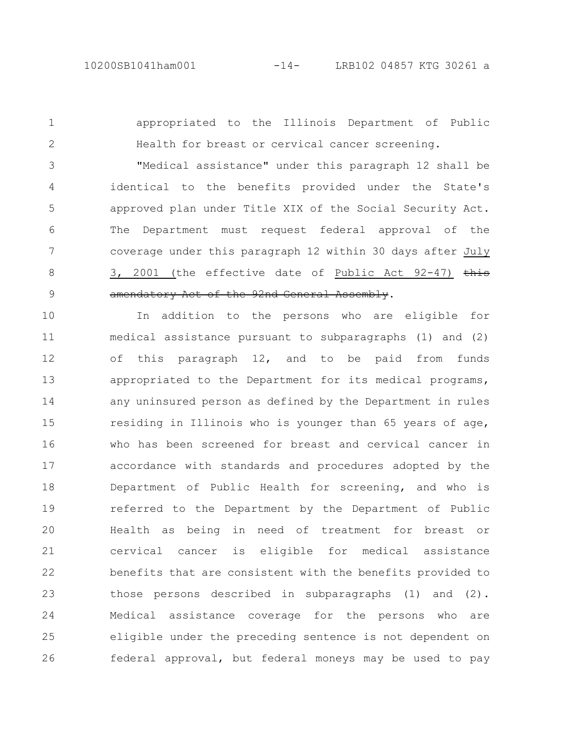appropriated to the Illinois Department of Public Health for breast or cervical cancer screening.

"Medical assistance" under this paragraph 12 shall be identical to the benefits provided under the State's approved plan under Title XIX of the Social Security Act. The Department must request federal approval of the coverage under this paragraph 12 within 30 days after July 3, 2001 (the effective date of Public Act 92-47) ~~this amendatory Act of the 92nd General Assembly~~.

In addition to the persons who are eligible for medical assistance pursuant to subparagraphs (1) and (2) of this paragraph 12, and to be paid from funds appropriated to the Department for its medical programs, any uninsured person as defined by the Department in rules residing in Illinois who is younger than 65 years of age, who has been screened for breast and cervical cancer in accordance with standards and procedures adopted by the Department of Public Health for screening, and who is referred to the Department by the Department of Public Health as being in need of treatment for breast or cervical cancer is eligible for medical assistance benefits that are consistent with the benefits provided to those persons described in subparagraphs (1) and (2). Medical assistance coverage for the persons who are eligible under the preceding sentence is not dependent on federal approval, but federal moneys may be used to pay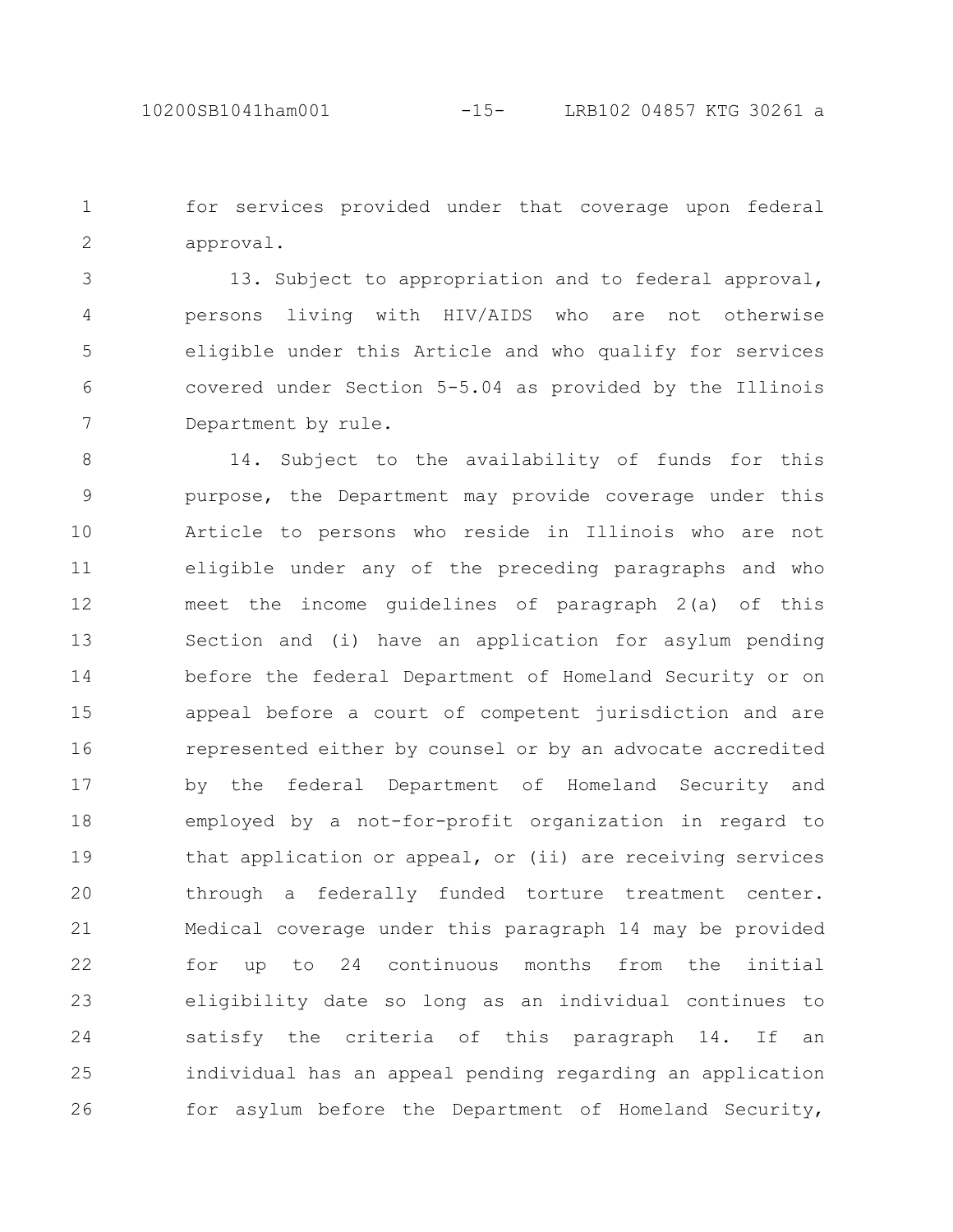for services provided under that coverage upon federal approval.

13. Subject to appropriation and to federal approval, persons living with HIV/AIDS who are not otherwise eligible under this Article and who qualify for services covered under Section 5-5.04 as provided by the Illinois Department by rule.

14. Subject to the availability of funds for this purpose, the Department may provide coverage under this Article to persons who reside in Illinois who are not eligible under any of the preceding paragraphs and who meet the income guidelines of paragraph 2(a) of this Section and (i) have an application for asylum pending before the federal Department of Homeland Security or on appeal before a court of competent jurisdiction and are represented either by counsel or by an advocate accredited by the federal Department of Homeland Security and employed by a not-for-profit organization in regard to that application or appeal, or (ii) are receiving services through a federally funded torture treatment center. Medical coverage under this paragraph 14 may be provided for up to 24 continuous months from the initial eligibility date so long as an individual continues to satisfy the criteria of this paragraph 14. If an individual has an appeal pending regarding an application for asylum before the Department of Homeland Security,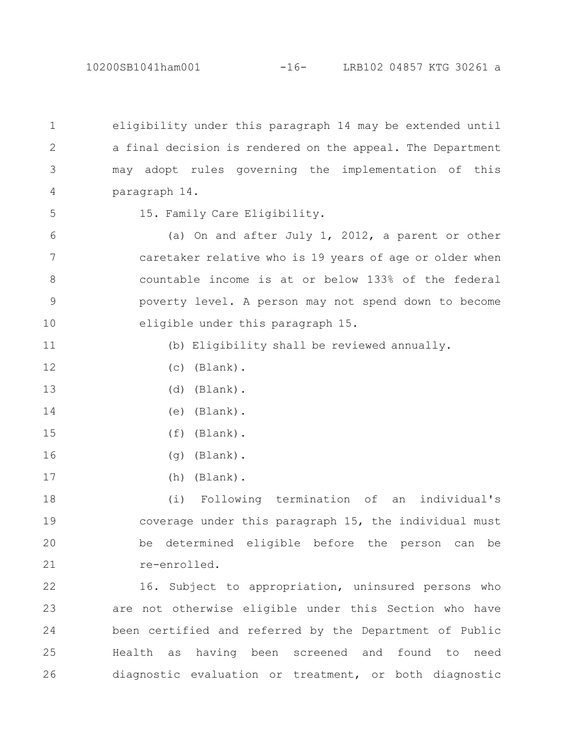eligibility under this paragraph 14 may be extended until a final decision is rendered on the appeal. The Department may adopt rules governing the implementation of this paragraph 14.

15. Family Care Eligibility.

(a) On and after July 1, 2012, a parent or other caretaker relative who is 19 years of age or older when countable income is at or below 133% of the federal poverty level. A person may not spend down to become eligible under this paragraph 15.

(b) Eligibility shall be reviewed annually.

(c) (Blank).

(d) (Blank).

(e) (Blank).

(f) (Blank).

(g) (Blank).

(h) (Blank).

(i) Following termination of an individual's coverage under this paragraph 15, the individual must be determined eligible before the person can be re-enrolled.

16. Subject to appropriation, uninsured persons who are not otherwise eligible under this Section who have been certified and referred by the Department of Public Health as having been screened and found to need diagnostic evaluation or treatment, or both diagnostic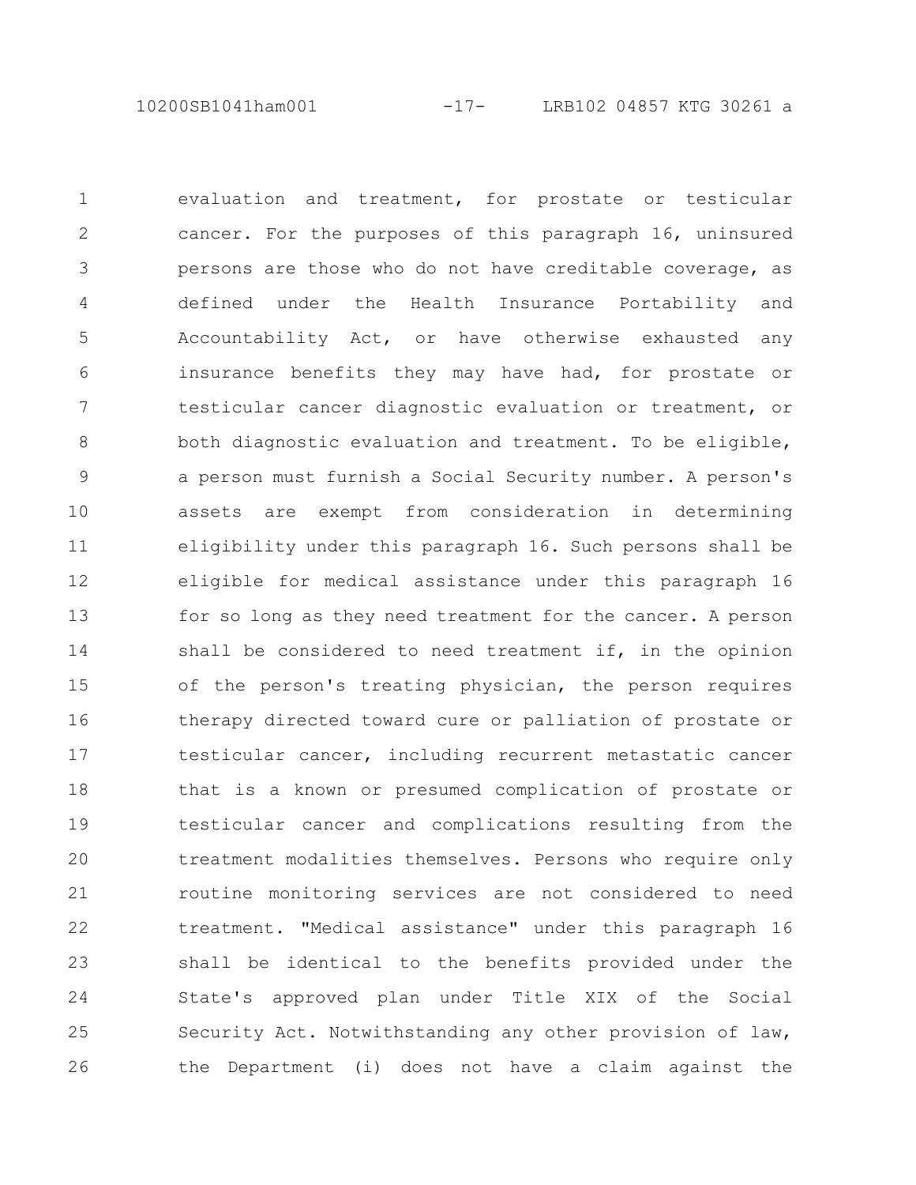evaluation and treatment, for prostate or testicular cancer. For the purposes of this paragraph 16, uninsured persons are those who do not have creditable coverage, as defined under the Health Insurance Portability and Accountability Act, or have otherwise exhausted any insurance benefits they may have had, for prostate or testicular cancer diagnostic evaluation or treatment, or both diagnostic evaluation and treatment. To be eligible, a person must furnish a Social Security number. A person's assets are exempt from consideration in determining eligibility under this paragraph 16. Such persons shall be eligible for medical assistance under this paragraph 16 for so long as they need treatment for the cancer. A person shall be considered to need treatment if, in the opinion of the person's treating physician, the person requires therapy directed toward cure or palliation of prostate or testicular cancer, including recurrent metastatic cancer that is a known or presumed complication of prostate or testicular cancer and complications resulting from the treatment modalities themselves. Persons who require only routine monitoring services are not considered to need treatment. "Medical assistance" under this paragraph 16 shall be identical to the benefits provided under the State's approved plan under Title XIX of the Social Security Act. Notwithstanding any other provision of law, the Department (i) does not have a claim against the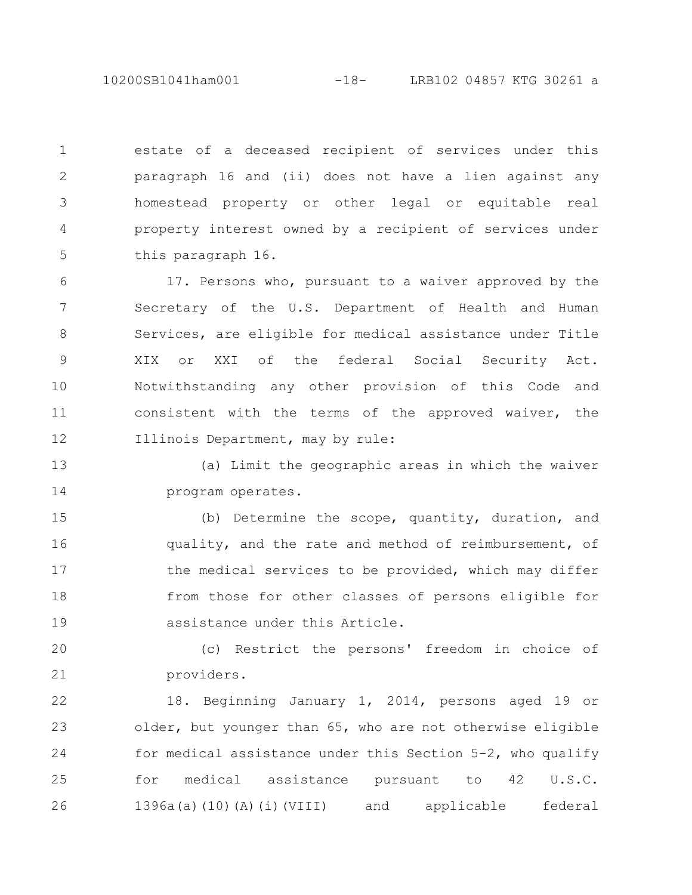estate of a deceased recipient of services under this paragraph 16 and (ii) does not have a lien against any homestead property or other legal or equitable real property interest owned by a recipient of services under this paragraph 16.

17. Persons who, pursuant to a waiver approved by the Secretary of the U.S. Department of Health and Human Services, are eligible for medical assistance under Title XIX or XXI of the federal Social Security Act. Notwithstanding any other provision of this Code and consistent with the terms of the approved waiver, the Illinois Department, may by rule:

(a) Limit the geographic areas in which the waiver program operates.

(b) Determine the scope, quantity, duration, and quality, and the rate and method of reimbursement, of the medical services to be provided, which may differ from those for other classes of persons eligible for assistance under this Article.

(c) Restrict the persons' freedom in choice of providers.

18. Beginning January 1, 2014, persons aged 19 or older, but younger than 65, who are not otherwise eligible for medical assistance under this Section 5-2, who qualify for medical assistance pursuant to 42 U.S.C. 1396a(a)(10)(A)(i)(VIII) and applicable federal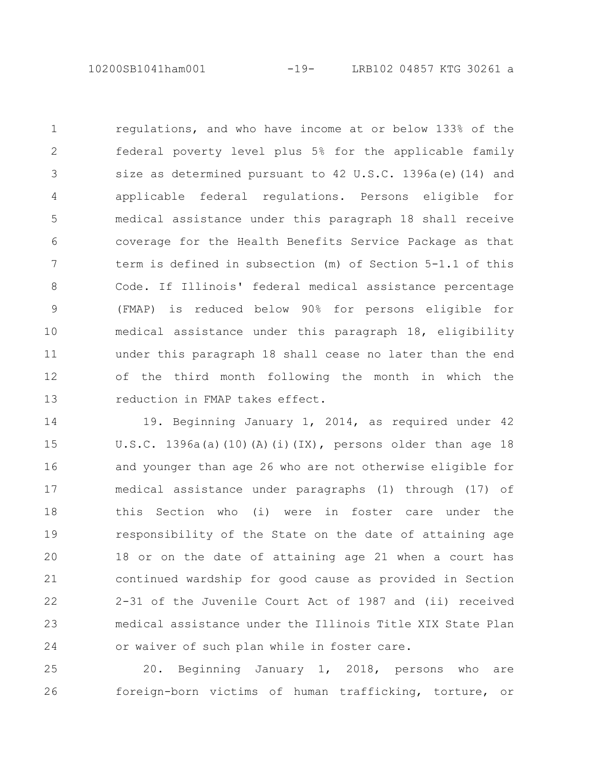regulations, and who have income at or below 133% of the federal poverty level plus 5% for the applicable family size as determined pursuant to 42 U.S.C. 1396a(e)(14) and applicable federal regulations. Persons eligible for medical assistance under this paragraph 18 shall receive coverage for the Health Benefits Service Package as that term is defined in subsection (m) of Section 5-1.1 of this Code. If Illinois' federal medical assistance percentage (FMAP) is reduced below 90% for persons eligible for medical assistance under this paragraph 18, eligibility under this paragraph 18 shall cease no later than the end of the third month following the month in which the reduction in FMAP takes effect.

19. Beginning January 1, 2014, as required under 42 U.S.C. 1396a(a)(10)(A)(i)(IX), persons older than age 18 and younger than age 26 who are not otherwise eligible for medical assistance under paragraphs (1) through (17) of this Section who (i) were in foster care under the responsibility of the State on the date of attaining age 18 or on the date of attaining age 21 when a court has continued wardship for good cause as provided in Section 2-31 of the Juvenile Court Act of 1987 and (ii) received medical assistance under the Illinois Title XIX State Plan or waiver of such plan while in foster care.

20. Beginning January 1, 2018, persons who are foreign-born victims of human trafficking, torture, or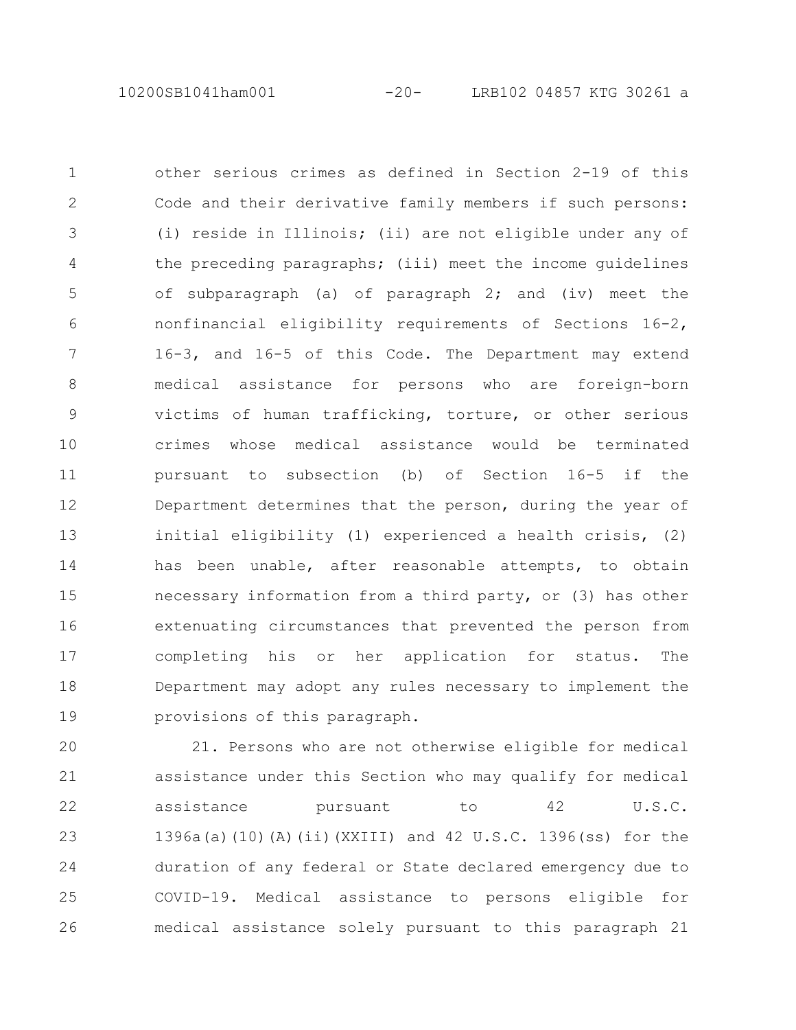other serious crimes as defined in Section 2-19 of this Code and their derivative family members if such persons: (i) reside in Illinois; (ii) are not eligible under any of the preceding paragraphs; (iii) meet the income guidelines of subparagraph (a) of paragraph 2; and (iv) meet the nonfinancial eligibility requirements of Sections 16-2, 16-3, and 16-5 of this Code. The Department may extend medical assistance for persons who are foreign-born victims of human trafficking, torture, or other serious crimes whose medical assistance would be terminated pursuant to subsection (b) of Section 16-5 if the Department determines that the person, during the year of initial eligibility (1) experienced a health crisis, (2) has been unable, after reasonable attempts, to obtain necessary information from a third party, or (3) has other extenuating circumstances that prevented the person from completing his or her application for status. The Department may adopt any rules necessary to implement the provisions of this paragraph.

21. Persons who are not otherwise eligible for medical assistance under this Section who may qualify for medical assistance pursuant to 42 U.S.C. 1396a(a)(10)(A)(ii)(XXIII) and 42 U.S.C. 1396(ss) for the duration of any federal or State declared emergency due to COVID-19. Medical assistance to persons eligible for medical assistance solely pursuant to this paragraph 21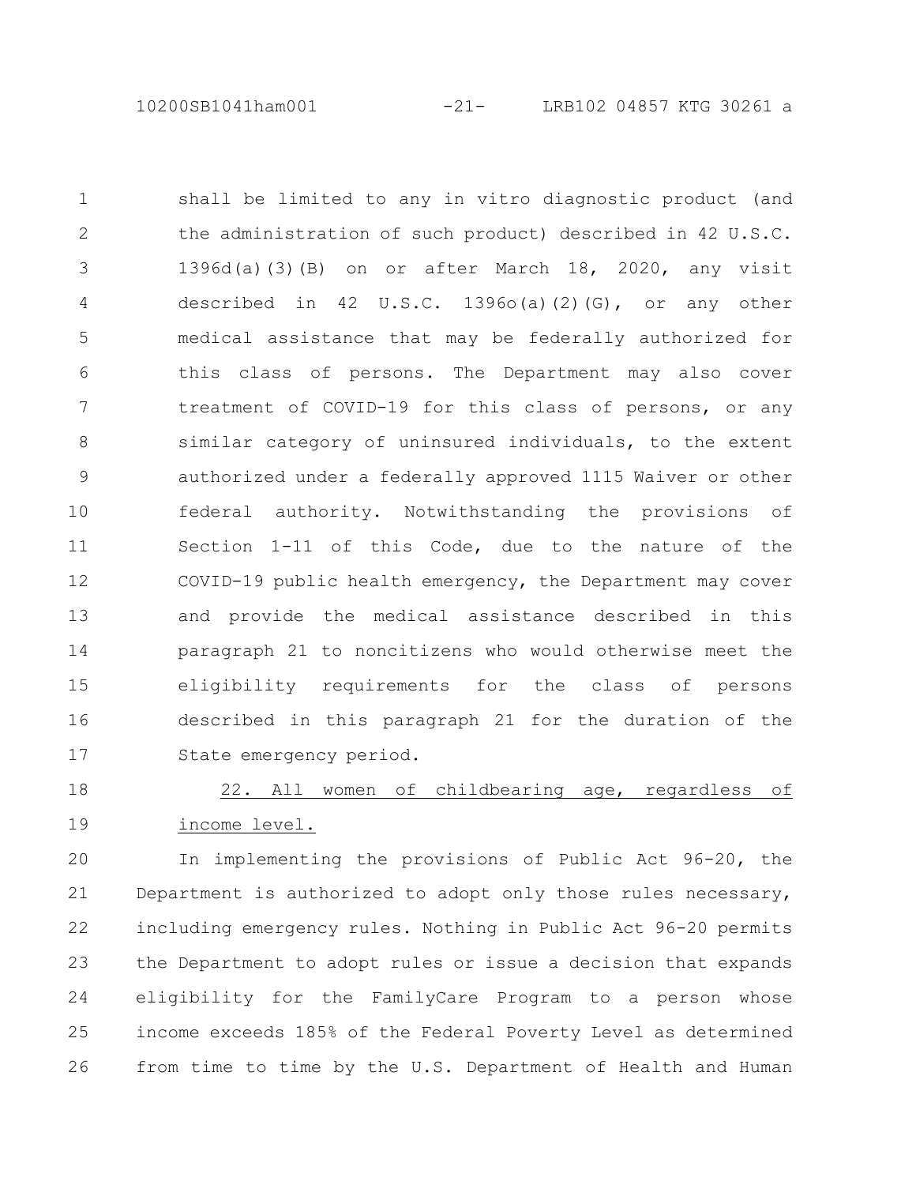shall be limited to any in vitro diagnostic product (and the administration of such product) described in 42 U.S.C. 1396d(a)(3)(B) on or after March 18, 2020, any visit described in 42 U.S.C. 1396o(a)(2)(G), or any other medical assistance that may be federally authorized for this class of persons. The Department may also cover treatment of COVID-19 for this class of persons, or any similar category of uninsured individuals, to the extent authorized under a federally approved 1115 Waiver or other federal authority. Notwithstanding the provisions of Section 1-11 of this Code, due to the nature of the COVID-19 public health emergency, the Department may cover and provide the medical assistance described in this paragraph 21 to noncitizens who would otherwise meet the eligibility requirements for the class of persons described in this paragraph 21 for the duration of the State emergency period.

<u>22. All women of childbearing age, regardless of income level.</u>

In implementing the provisions of Public Act 96-20, the Department is authorized to adopt only those rules necessary, including emergency rules. Nothing in Public Act 96-20 permits the Department to adopt rules or issue a decision that expands eligibility for the FamilyCare Program to a person whose income exceeds 185% of the Federal Poverty Level as determined from time to time by the U.S. Department of Health and Human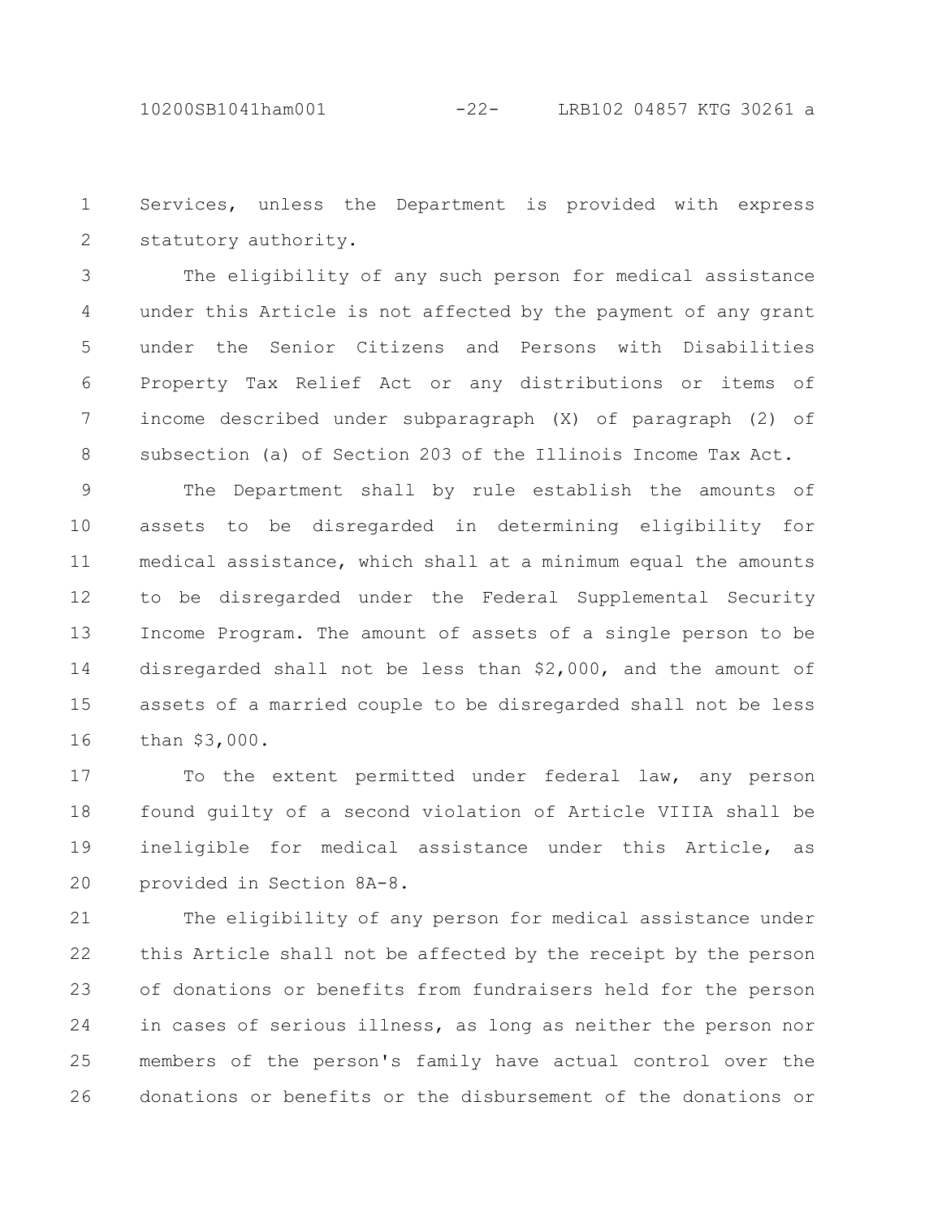Services, unless the Department is provided with express statutory authority.

The eligibility of any such person for medical assistance under this Article is not affected by the payment of any grant under the Senior Citizens and Persons with Disabilities Property Tax Relief Act or any distributions or items of income described under subparagraph (X) of paragraph (2) of subsection (a) of Section 203 of the Illinois Income Tax Act.

The Department shall by rule establish the amounts of assets to be disregarded in determining eligibility for medical assistance, which shall at a minimum equal the amounts to be disregarded under the Federal Supplemental Security Income Program. The amount of assets of a single person to be disregarded shall not be less than $2,000, and the amount of assets of a married couple to be disregarded shall not be less than $3,000.

To the extent permitted under federal law, any person found guilty of a second violation of Article VIIIA shall be ineligible for medical assistance under this Article, as provided in Section 8A-8.

The eligibility of any person for medical assistance under this Article shall not be affected by the receipt by the person of donations or benefits from fundraisers held for the person in cases of serious illness, as long as neither the person nor members of the person's family have actual control over the donations or benefits or the disbursement of the donations or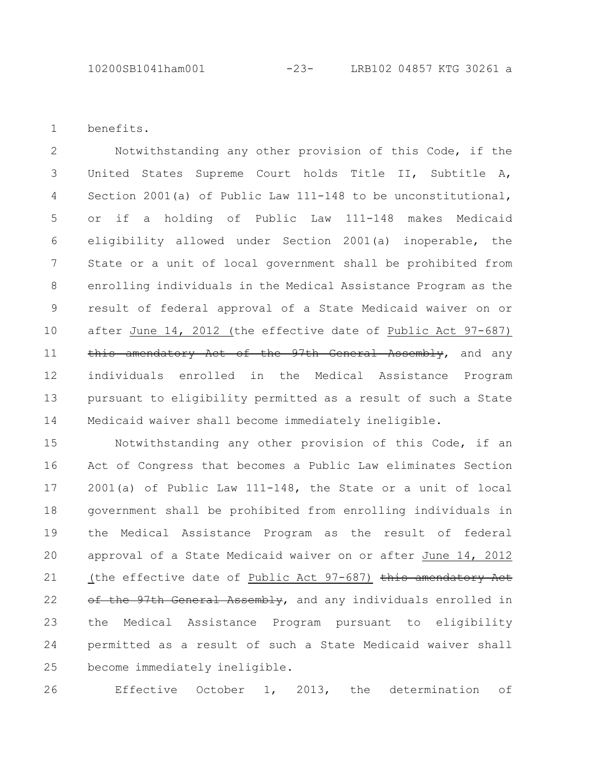benefits.

Notwithstanding any other provision of this Code, if the United States Supreme Court holds Title II, Subtitle A, Section 2001(a) of Public Law 111-148 to be unconstitutional, or if a holding of Public Law 111-148 makes Medicaid eligibility allowed under Section 2001(a) inoperable, the State or a unit of local government shall be prohibited from enrolling individuals in the Medical Assistance Program as the result of federal approval of a State Medicaid waiver on or after June 14, 2012 (the effective date of Public Act 97-687) ~~this amendatory Act of the 97th General Assembly~~, and any individuals enrolled in the Medical Assistance Program pursuant to eligibility permitted as a result of such a State Medicaid waiver shall become immediately ineligible.

Notwithstanding any other provision of this Code, if an Act of Congress that becomes a Public Law eliminates Section 2001(a) of Public Law 111-148, the State or a unit of local government shall be prohibited from enrolling individuals in the Medical Assistance Program as the result of federal approval of a State Medicaid waiver on or after June 14, 2012 (the effective date of Public Act 97-687) ~~this amendatory Act of the 97th General Assembly~~, and any individuals enrolled in the Medical Assistance Program pursuant to eligibility permitted as a result of such a State Medicaid waiver shall become immediately ineligible.

Effective October 1, 2013, the determination of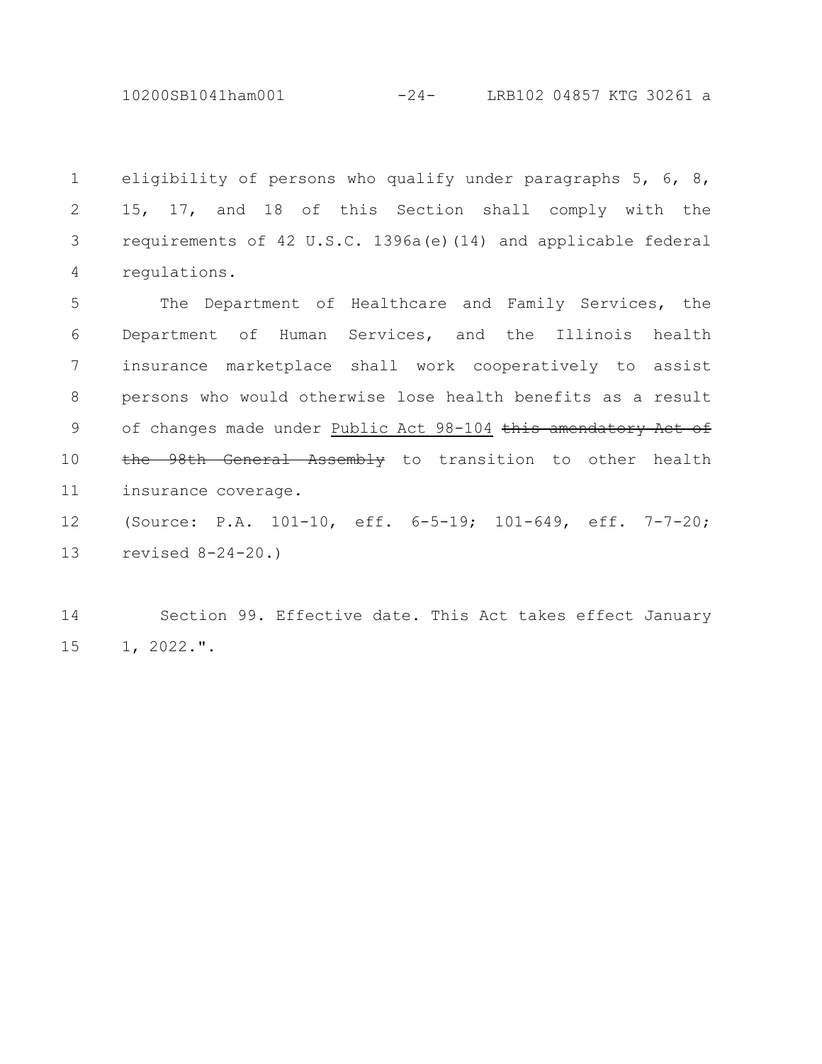eligibility of persons who qualify under paragraphs 5, 6, 8, 15, 17, and 18 of this Section shall comply with the requirements of 42 U.S.C. 1396a(e)(14) and applicable federal regulations.

The Department of Healthcare and Family Services, the Department of Human Services, and the Illinois health insurance marketplace shall work cooperatively to assist persons who would otherwise lose health benefits as a result of changes made under <u>Public Act 98-104</u> ~~this amendatory Act of the 98th General Assembly~~ to transition to other health insurance coverage.

(Source: P.A. 101-10, eff. 6-5-19; 101-649, eff. 7-7-20; revised 8-24-20.)

Section 99. Effective date. This Act takes effect January 1, 2022.".